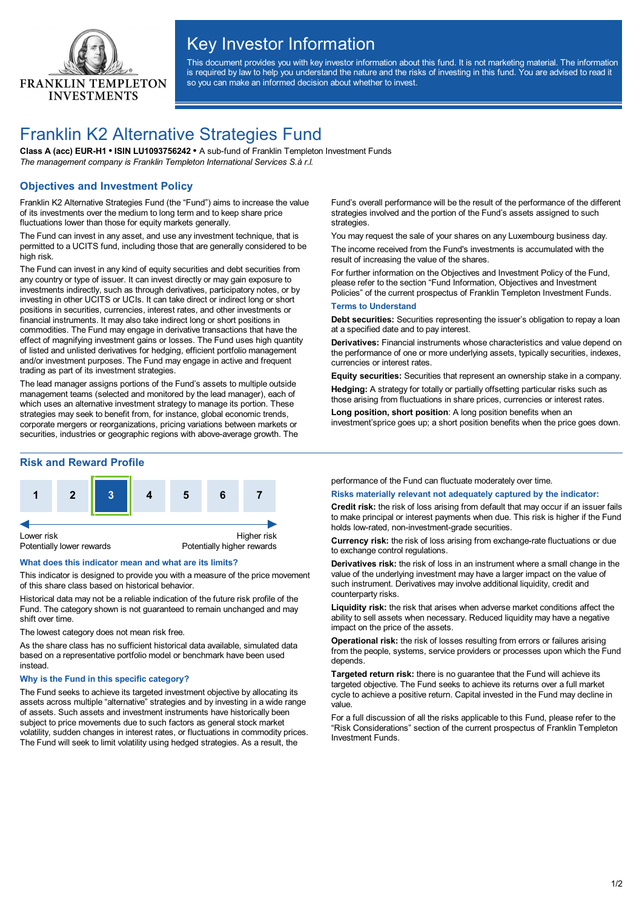FRANKLIN TEMPLETON INVESTMENTS

# Key Investor Information

This document provides you with key investor information about this fund. It is not marketing material. The information is required by law to help you understand the nature and the risks of investing in this fund. You are advised to read it so you can make an informed decision about whether to invest.

# Franklin K2 Alternative Strategies Fund

**Class A (acc) EUR-H1 • ISIN LU1093756242 •** A sub-fund of Franklin Templeton Investment Funds

*The management company is Franklin Templeton International Services S.à r.l.*

## Objectives and Investment Policy

Franklin K2 Alternative Strategies Fund (the "Fund") aims to increase the value of its investments over the medium to long term and to keep share price fluctuations lower than those for equity markets generally.

The Fund can invest in any asset, and use any investment technique, that is permitted to a UCITS fund, including those that are generally considered to be high risk.

The Fund can invest in any kind of equity securities and debt securities from any country or type of issuer. It can invest directly or may gain exposure to investments indirectly, such as through derivatives, participatory notes, or by investing in other UCITS or UCIs. It can take direct or indirect long or short positions in securities, currencies, interest rates, and other investments or financial instruments. It may also take indirect long or short positions in commodities. The Fund may engage in derivative transactions that have the effect of magnifying investment gains or losses. The Fund uses high quantity of listed and unlisted derivatives for hedging, efficient portfolio management and/or investment purposes. The Fund may engage in active and frequent trading as part of its investment strategies.

The lead manager assigns portions of the Fund's assets to multiple outside management teams (selected and monitored by the lead manager), each of which uses an alternative investment strategy to manage its portion. These strategies may seek to benefit from, for instance, global economic trends, corporate mergers or reorganizations, pricing variations between markets or securities, industries or geographic regions with above-average growth. The Fund's overall performance will be the result of the performance of the different strategies involved and the portion of the Fund's assets assigned to such strategies.

You may request the sale of your shares on any Luxembourg business day.

The income received from the Fund's investments is accumulated with the result of increasing the value of the shares.

For further information on the Objectives and Investment Policy of the Fund, please refer to the section "Fund Information, Objectives and Investment Policies" of the current prospectus of Franklin Templeton Investment Funds.

### Terms to Understand

**Debt securities:** Securities representing the issuer's obligation to repay a loan at a specified date and to pay interest.

**Derivatives:** Financial instruments whose characteristics and value depend on the performance of one or more underlying assets, typically securities, indexes, currencies or interest rates.

**Equity securities:** Securities that represent an ownership stake in a company.

**Hedging:** A strategy for totally or partially offsetting particular risks such as those arising from fluctuations in share prices, currencies or interest rates.

**Long position, short position**: A long position benefits when an investment'sprice goes up; a short position benefits when the price goes down.

## Risk and Reward Profile

| 1 | 2 | **3** | 4 | 5 | 6 | 7 |
|---|---|---|---|---|---|---|

Lower risk — Potentially lower rewards | Higher risk — Potentially higher rewards

### What does this indicator mean and what are its limits?

This indicator is designed to provide you with a measure of the price movement of this share class based on historical behavior.

Historical data may not be a reliable indication of the future risk profile of the Fund. The category shown is not guaranteed to remain unchanged and may shift over time.

The lowest category does not mean risk free.

As the share class has no sufficient historical data available, simulated data based on a representative portfolio model or benchmark have been used instead.

### Why is the Fund in this specific category?

The Fund seeks to achieve its targeted investment objective by allocating its assets across multiple "alternative" strategies and by investing in a wide range of assets. Such assets and investment instruments have historically been subject to price movements due to such factors as general stock market volatility, sudden changes in interest rates, or fluctuations in commodity prices. The Fund will seek to limit volatility using hedged strategies. As a result, the performance of the Fund can fluctuate moderately over time.

### Risks materially relevant not adequately captured by the indicator:

**Credit risk:** the risk of loss arising from default that may occur if an issuer fails to make principal or interest payments when due. This risk is higher if the Fund holds low-rated, non-investment-grade securities.

**Currency risk:** the risk of loss arising from exchange-rate fluctuations or due to exchange control regulations.

**Derivatives risk:** the risk of loss in an instrument where a small change in the value of the underlying investment may have a larger impact on the value of such instrument. Derivatives may involve additional liquidity, credit and counterparty risks.

**Liquidity risk:** the risk that arises when adverse market conditions affect the ability to sell assets when necessary. Reduced liquidity may have a negative impact on the price of the assets.

**Operational risk:** the risk of losses resulting from errors or failures arising from the people, systems, service providers or processes upon which the Fund depends.

**Targeted return risk:** there is no guarantee that the Fund will achieve its targeted objective. The Fund seeks to achieve its returns over a full market cycle to achieve a positive return. Capital invested in the Fund may decline in value.

For a full discussion of all the risks applicable to this Fund, please refer to the "Risk Considerations" section of the current prospectus of Franklin Templeton Investment Funds.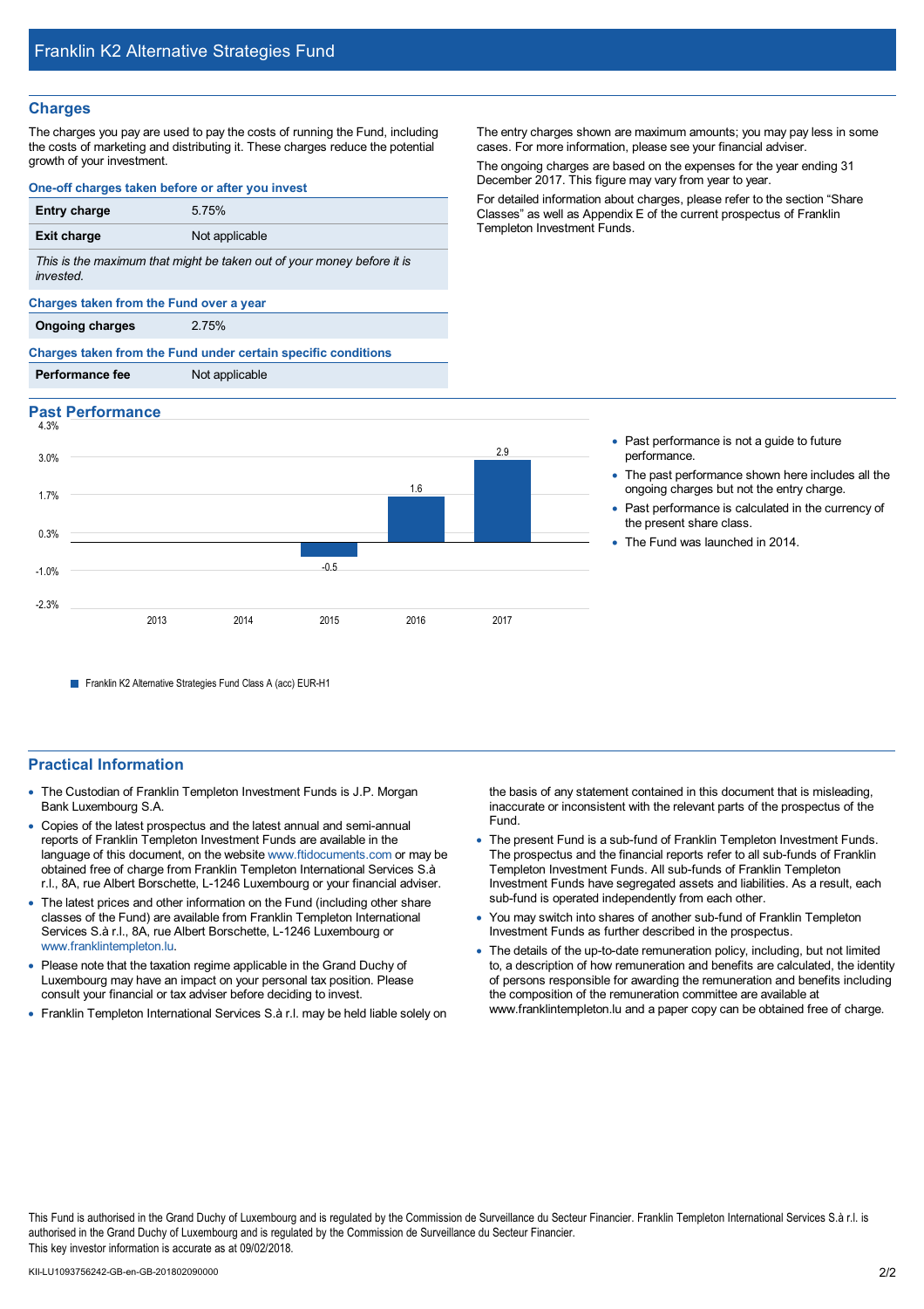# Franklin K2 Alternative Strategies Fund

## Charges

The charges you pay are used to pay the costs of running the Fund, including the costs of marketing and distributing it. These charges reduce the potential growth of your investment.

### One-off charges taken before or after you invest

| | |
|---|---|
| **Entry charge** | 5.75% |
| **Exit charge** | Not applicable |

*This is the maximum that might be taken out of your money before it is invested.*

### Charges taken from the Fund over a year

| | |
|---|---|
| **Ongoing charges** | 2.75% |

### Charges taken from the Fund under certain specific conditions

| | |
|---|---|
| **Performance fee** | Not applicable |

The entry charges shown are maximum amounts; you may pay less in some cases. For more information, please see your financial adviser.

The ongoing charges are based on the expenses for the year ending 31 December 2017. This figure may vary from year to year.

For detailed information about charges, please refer to the section "Share Classes" as well as Appendix E of the current prospectus of Franklin Templeton Investment Funds.

## Past Performance

4.3%
3.0%
1.7%
0.3%
-1.0%
-2.3%

2013
2014
2015
2016
2017

-0.5
1.6
2.9

Franklin K2 Alternative Strategies Fund Class A (acc) EUR-H1

- Past performance is not a guide to future performance.
- The past performance shown here includes all the ongoing charges but not the entry charge.
- Past performance is calculated in the currency of the present share class.
- The Fund was launched in 2014.

## Practical Information

- The Custodian of Franklin Templeton Investment Funds is J.P. Morgan Bank Luxembourg S.A.
- Copies of the latest prospectus and the latest annual and semi-annual reports of Franklin Templeton Investment Funds are available in the language of this document, on the website www.ftidocuments.com or may be obtained free of charge from Franklin Templeton International Services S.à r.l., 8A, rue Albert Borschette, L-1246 Luxembourg or your financial adviser.
- The latest prices and other information on the Fund (including other share classes of the Fund) are available from Franklin Templeton International Services S.à r.l., 8A, rue Albert Borschette, L-1246 Luxembourg or www.franklintempleton.lu.
- Please note that the taxation regime applicable in the Grand Duchy of Luxembourg may have an impact on your personal tax position. Please consult your financial or tax adviser before deciding to invest.
- Franklin Templeton International Services S.à r.l. may be held liable solely on the basis of any statement contained in this document that is misleading, inaccurate or inconsistent with the relevant parts of the prospectus of the Fund.
- The present Fund is a sub-fund of Franklin Templeton Investment Funds. The prospectus and the financial reports refer to all sub-funds of Franklin Templeton Investment Funds. All sub-funds of Franklin Templeton Investment Funds have segregated assets and liabilities. As a result, each sub-fund is operated independently from each other.
- You may switch into shares of another sub-fund of Franklin Templeton Investment Funds as further described in the prospectus.
- The details of the up-to-date remuneration policy, including, but not limited to, a description of how remuneration and benefits are calculated, the identity of persons responsible for awarding the remuneration and benefits including the composition of the remuneration committee are available at www.franklintempleton.lu and a paper copy can be obtained free of charge.

This Fund is authorised in the Grand Duchy of Luxembourg and is regulated by the Commission de Surveillance du Secteur Financier. Franklin Templeton International Services S.à r.l. is authorised in the Grand Duchy of Luxembourg and is regulated by the Commission de Surveillance du Secteur Financier.
This key investor information is accurate as at 09/02/2018.

KII-LU1093756242-GB-en-GB-201802090000